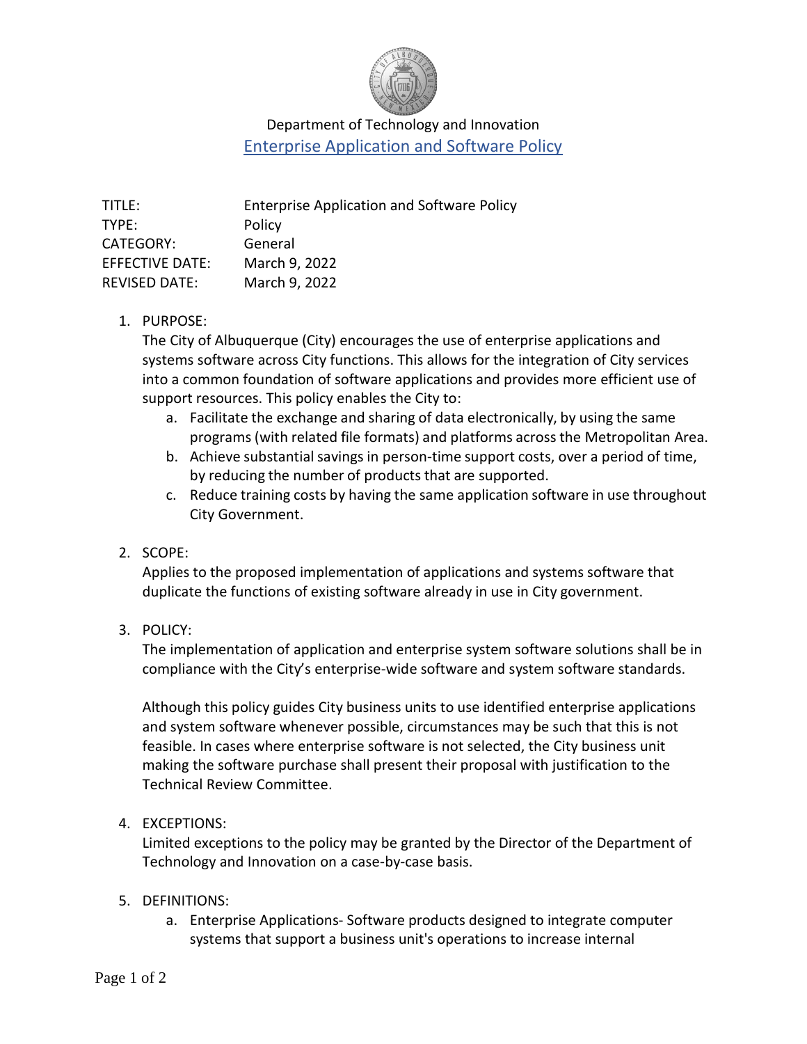Department of Technology and Innovation

# Enterprise Application and Software Policy

| | |
|---|---|
| TITLE: | Enterprise Application and Software Policy |
| TYPE: | Policy |
| CATEGORY: | General |
| EFFECTIVE DATE: | March 9, 2022 |
| REVISED DATE: | March 9, 2022 |

1. PURPOSE:
   The City of Albuquerque (City) encourages the use of enterprise applications and systems software across City functions. This allows for the integration of City services into a common foundation of software applications and provides more efficient use of support resources. This policy enables the City to:
   a. Facilitate the exchange and sharing of data electronically, by using the same programs (with related file formats) and platforms across the Metropolitan Area.
   b. Achieve substantial savings in person-time support costs, over a period of time, by reducing the number of products that are supported.
   c. Reduce training costs by having the same application software in use throughout City Government.

2. SCOPE:
   Applies to the proposed implementation of applications and systems software that duplicate the functions of existing software already in use in City government.

3. POLICY:
   The implementation of application and enterprise system software solutions shall be in compliance with the City's enterprise-wide software and system software standards.

   Although this policy guides City business units to use identified enterprise applications and system software whenever possible, circumstances may be such that this is not feasible. In cases where enterprise software is not selected, the City business unit making the software purchase shall present their proposal with justification to the Technical Review Committee.

4. EXCEPTIONS:
   Limited exceptions to the policy may be granted by the Director of the Department of Technology and Innovation on a case-by-case basis.

5. DEFINITIONS:
   a. Enterprise Applications- Software products designed to integrate computer systems that support a business unit's operations to increase internal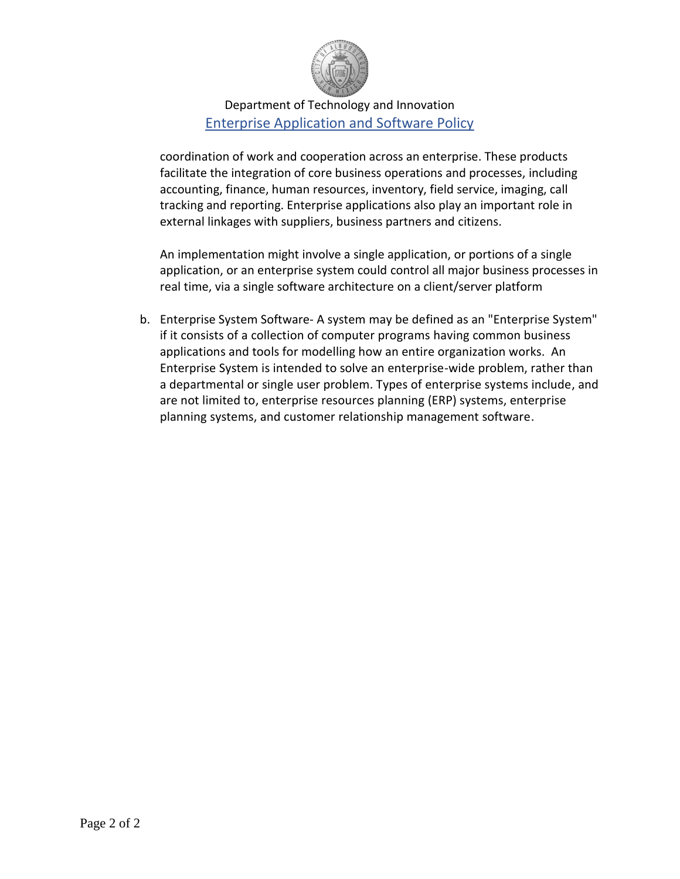coordination of work and cooperation across an enterprise. These products facilitate the integration of core business operations and processes, including accounting, finance, human resources, inventory, field service, imaging, call tracking and reporting. Enterprise applications also play an important role in external linkages with suppliers, business partners and citizens.

An implementation might involve a single application, or portions of a single application, or an enterprise system could control all major business processes in real time, via a single software architecture on a client/server platform

b. Enterprise System Software- A system may be defined as an "Enterprise System" if it consists of a collection of computer programs having common business applications and tools for modelling how an entire organization works. An Enterprise System is intended to solve an enterprise-wide problem, rather than a departmental or single user problem. Types of enterprise systems include, and are not limited to, enterprise resources planning (ERP) systems, enterprise planning systems, and customer relationship management software.